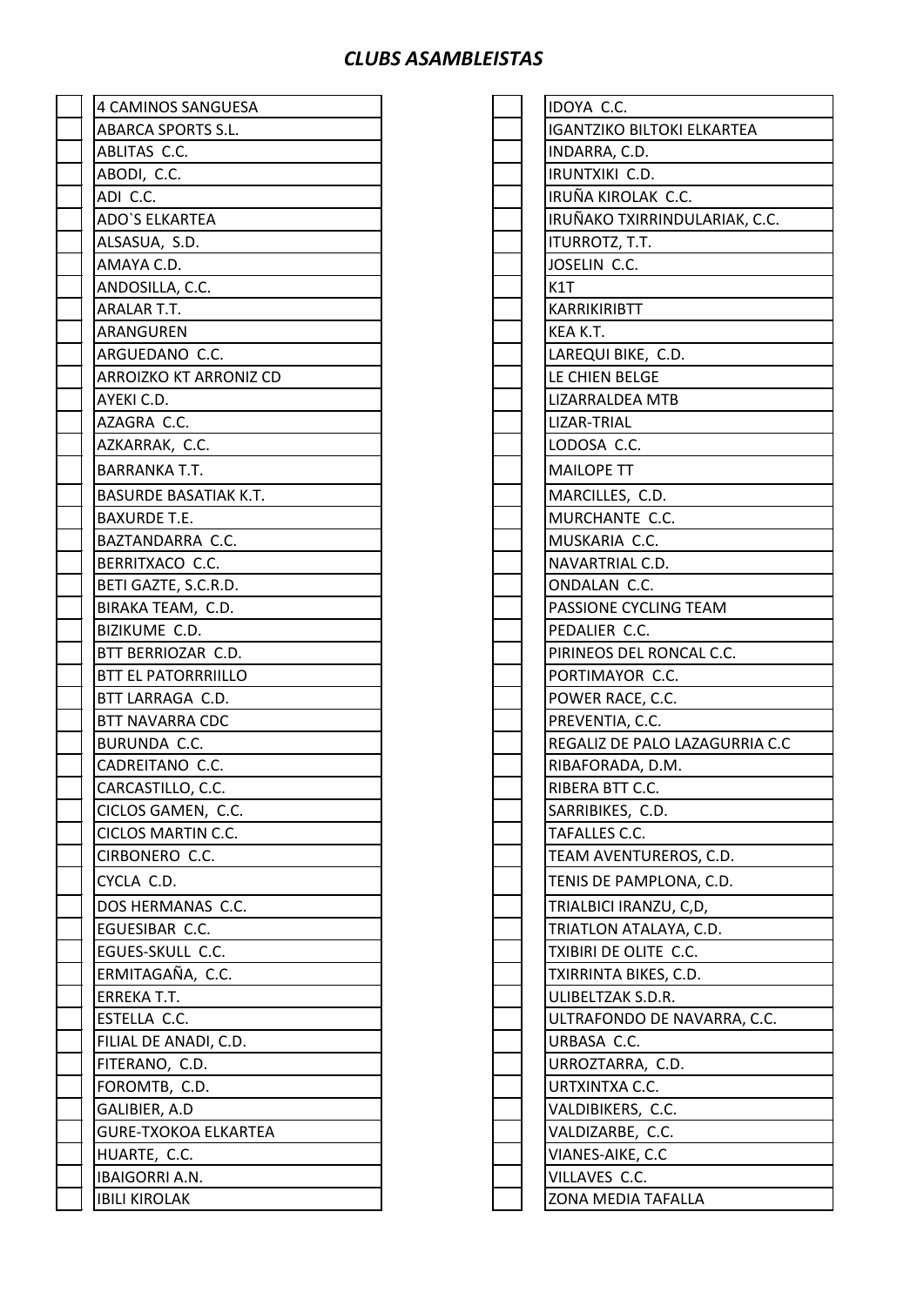# *CLUBS ASAMBLEISTAS*

| | |
|---|---|
| | 4 CAMINOS SANGUESA |
| | ABARCA SPORTS S.L. |
| | ABLITAS C.C. |
| | ABODI, C.C. |
| | ADI C.C. |
| | ADO`S ELKARTEA |
| | ALSASUA, S.D. |
| | AMAYA C.D. |
| | ANDOSILLA, C.C. |
| | ARALAR T.T. |
| | ARANGUREN |
| | ARGUEDANO C.C. |
| | ARROIZKO KT ARRONIZ CD |
| | AYEKI C.D. |
| | AZAGRA C.C. |
| | AZKARRAK, C.C. |
| | BARRANKA T.T. |
| | BASURDE BASATIAK K.T. |
| | BAXURDE T.E. |
| | BAZTANDARRA C.C. |
| | BERRITXACO C.C. |
| | BETI GAZTE, S.C.R.D. |
| | BIRAKA TEAM, C.D. |
| | BIZIKUME C.D. |
| | BTT BERRIOZAR C.D. |
| | BTT EL PATORRRIILLO |
| | BTT LARRAGA C.D. |
| | BTT NAVARRA CDC |
| | BURUNDA C.C. |
| | CADREITANO C.C. |
| | CARCASTILLO, C.C. |
| | CICLOS GAMEN, C.C. |
| | CICLOS MARTIN C.C. |
| | CIRBONERO C.C. |
| | CYCLA C.D. |
| | DOS HERMANAS C.C. |
| | EGUESIBAR C.C. |
| | EGUES-SKULL C.C. |
| | ERMITAGAÑA, C.C. |
| | ERREKA T.T. |
| | ESTELLA C.C. |
| | FILIAL DE ANADI, C.D. |
| | FITERANO, C.D. |
| | FOROMTB, C.D. |
| | GALIBIER, A.D |
| | GURE-TXOKOA ELKARTEA |
| | HUARTE, C.C. |
| | IBAIGORRI A.N. |
| | IBILI KIROLAK |
| | IDOYA C.C. |
| | IGANTZIKO BILTOKI ELKARTEA |
| | INDARRA, C.D. |
| | IRUNTXIKI C.D. |
| | IRUÑA KIROLAK C.C. |
| | IRUÑAKO TXIRRINDULARIAK, C.C. |
| | ITURROTZ, T.T. |
| | JOSELIN C.C. |
| | K1T |
| | KARRIKIRIBTT |
| | KEA K.T. |
| | LAREQUI BIKE, C.D. |
| | LE CHIEN BELGE |
| | LIZARRALDEA MTB |
| | LIZAR-TRIAL |
| | LODOSA C.C. |
| | MAILOPE TT |
| | MARCILLES, C.D. |
| | MURCHANTE C.C. |
| | MUSKARIA C.C. |
| | NAVARTRIAL C.D. |
| | ONDALAN C.C. |
| | PASSIONE CYCLING TEAM |
| | PEDALIER C.C. |
| | PIRINEOS DEL RONCAL C.C. |
| | PORTIMAYOR C.C. |
| | POWER RACE, C.C. |
| | PREVENTIA, C.C. |
| | REGALIZ DE PALO LAZAGURRIA C.C |
| | RIBAFORADA, D.M. |
| | RIBERA BTT C.C. |
| | SARRIBIKES, C.D. |
| | TAFALLES C.C. |
| | TEAM AVENTUREROS, C.D. |
| | TENIS DE PAMPLONA, C.D. |
| | TRIALBICI IRANZU, C,D, |
| | TRIATLON ATALAYA, C.D. |
| | TXIBIRI DE OLITE C.C. |
| | TXIRRINTA BIKES, C.D. |
| | ULIBELTZAK S.D.R. |
| | ULTRAFONDO DE NAVARRA, C.C. |
| | URBASA C.C. |
| | URROZTARRA, C.D. |
| | URTXINTXA C.C. |
| | VALDIBIKERS, C.C. |
| | VALDIZARBE, C.C. |
| | VIANES-AIKE, C.C |
| | VILLAVES C.C. |
| | ZONA MEDIA TAFALLA |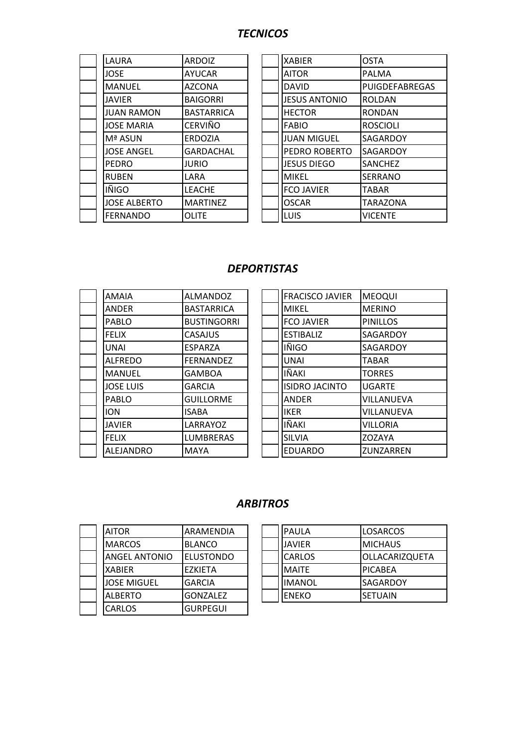## *TECNICOS*

| | | | | | |
|---|---|---|---|---|---|
| | LAURA | ARDOIZ | | XABIER | OSTA |
| | JOSE | AYUCAR | | AITOR | PALMA |
| | MANUEL | AZCONA | | DAVID | PUIGDEFABREGAS |
| | JAVIER | BAIGORRI | | JESUS ANTONIO | ROLDAN |
| | JUAN RAMON | BASTARRICA | | HECTOR | RONDAN |
| | JOSE MARIA | CERVIÑO | | FABIO | ROSCIOLI |
| | Mª ASUN | ERDOZIA | | JUAN MIGUEL | SAGARDOY |
| | JOSE ANGEL | GARDACHAL | | PEDRO ROBERTO | SAGARDOY |
| | PEDRO | JURIO | | JESUS DIEGO | SANCHEZ |
| | RUBEN | LARA | | MIKEL | SERRANO |
| | IÑIGO | LEACHE | | FCO JAVIER | TABAR |
| | JOSE ALBERTO | MARTINEZ | | OSCAR | TARAZONA |
| | FERNANDO | OLITE | | LUIS | VICENTE |

## *DEPORTISTAS*

| | | | | | |
|---|---|---|---|---|---|
| | AMAIA | ALMANDOZ | | FRACISCO JAVIER | MEOQUI |
| | ANDER | BASTARRICA | | MIKEL | MERINO |
| | PABLO | BUSTINGORRI | | FCO JAVIER | PINILLOS |
| | FELIX | CASAJUS | | ESTIBALIZ | SAGARDOY |
| | UNAI | ESPARZA | | IÑIGO | SAGARDOY |
| | ALFREDO | FERNANDEZ | | UNAI | TABAR |
| | MANUEL | GAMBOA | | IÑAKI | TORRES |
| | JOSE LUIS | GARCIA | | ISIDRO JACINTO | UGARTE |
| | PABLO | GUILLORME | | ANDER | VILLANUEVA |
| | ION | ISABA | | IKER | VILLANUEVA |
| | JAVIER | LARRAYOZ | | IÑAKI | VILLORIA |
| | FELIX | LUMBRERAS | | SILVIA | ZOZAYA |
| | ALEJANDRO | MAYA | | EDUARDO | ZUNZARREN |

## *ARBITROS*

| | | | | | |
|---|---|---|---|---|---|
| | AITOR | ARAMENDIA | | PAULA | LOSARCOS |
| | MARCOS | BLANCO | | JAVIER | MICHAUS |
| | ANGEL ANTONIO | ELUSTONDO | | CARLOS | OLLACARIZQUETA |
| | XABIER | EZKIETA | | MAITE | PICABEA |
| | JOSE MIGUEL | GARCIA | | IMANOL | SAGARDOY |
| | ALBERTO | GONZALEZ | | ENEKO | SETUAIN |
| | CARLOS | GURPEGUI | | | |